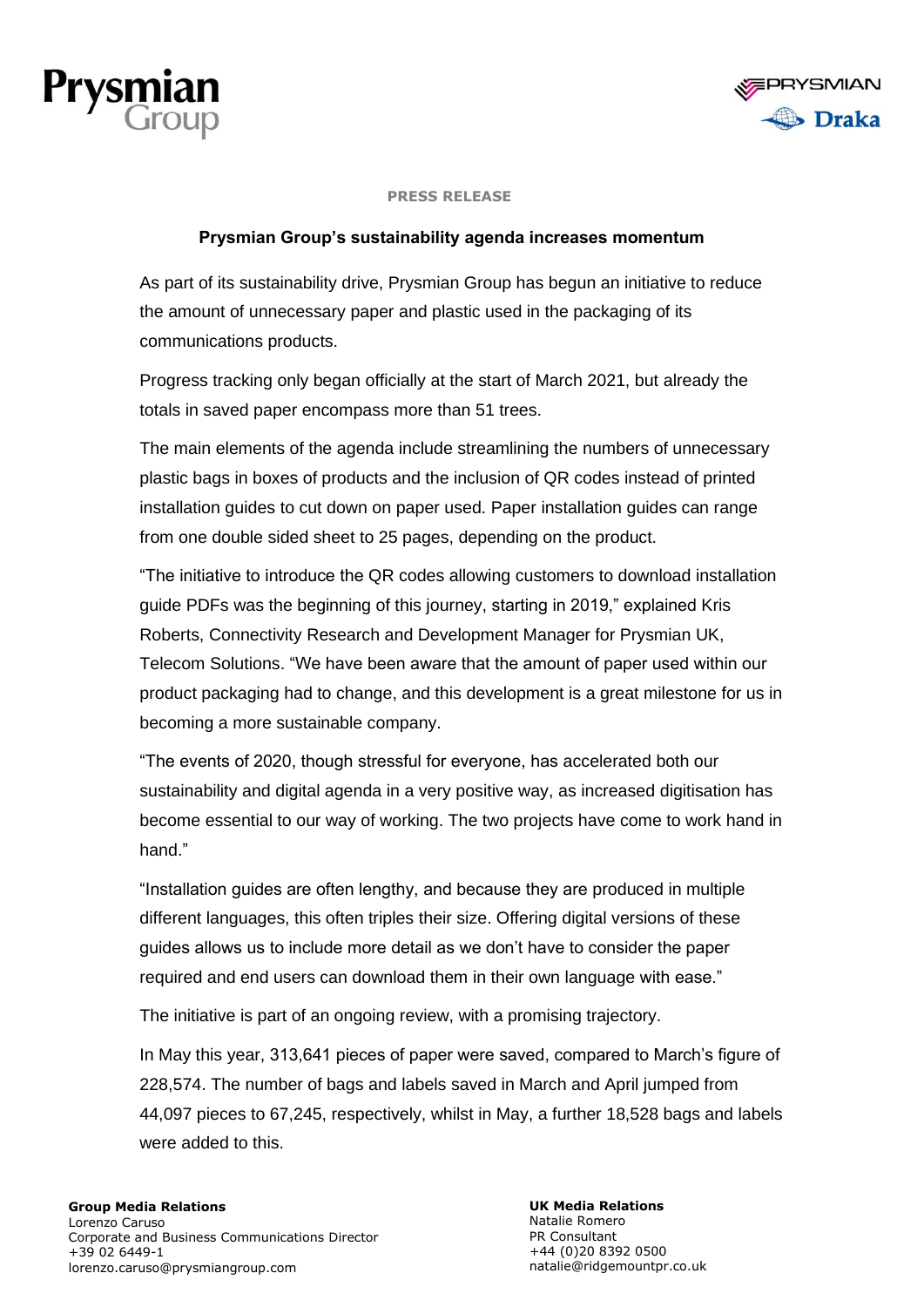**PRESS RELEASE**

# Prysmian Group's sustainability agenda increases momentum

As part of its sustainability drive, Prysmian Group has begun an initiative to reduce the amount of unnecessary paper and plastic used in the packaging of its communications products.

Progress tracking only began officially at the start of March 2021, but already the totals in saved paper encompass more than 51 trees.

The main elements of the agenda include streamlining the numbers of unnecessary plastic bags in boxes of products and the inclusion of QR codes instead of printed installation guides to cut down on paper used. Paper installation guides can range from one double sided sheet to 25 pages, depending on the product.

"The initiative to introduce the QR codes allowing customers to download installation guide PDFs was the beginning of this journey, starting in 2019," explained Kris Roberts, Connectivity Research and Development Manager for Prysmian UK, Telecom Solutions. "We have been aware that the amount of paper used within our product packaging had to change, and this development is a great milestone for us in becoming a more sustainable company.

"The events of 2020, though stressful for everyone, has accelerated both our sustainability and digital agenda in a very positive way, as increased digitisation has become essential to our way of working. The two projects have come to work hand in hand."

"Installation guides are often lengthy, and because they are produced in multiple different languages, this often triples their size. Offering digital versions of these guides allows us to include more detail as we don't have to consider the paper required and end users can download them in their own language with ease."

The initiative is part of an ongoing review, with a promising trajectory.

In May this year, 313,641 pieces of paper were saved, compared to March's figure of 228,574. The number of bags and labels saved in March and April jumped from 44,097 pieces to 67,245, respectively, whilst in May, a further 18,528 bags and labels were added to this.

**Group Media Relations**
Lorenzo Caruso
Corporate and Business Communications Director
+39 02 6449-1
lorenzo.caruso@prysmiangroup.com

**UK Media Relations**
Natalie Romero
PR Consultant
+44 (0)20 8392 0500
natalie@ridgemountpr.co.uk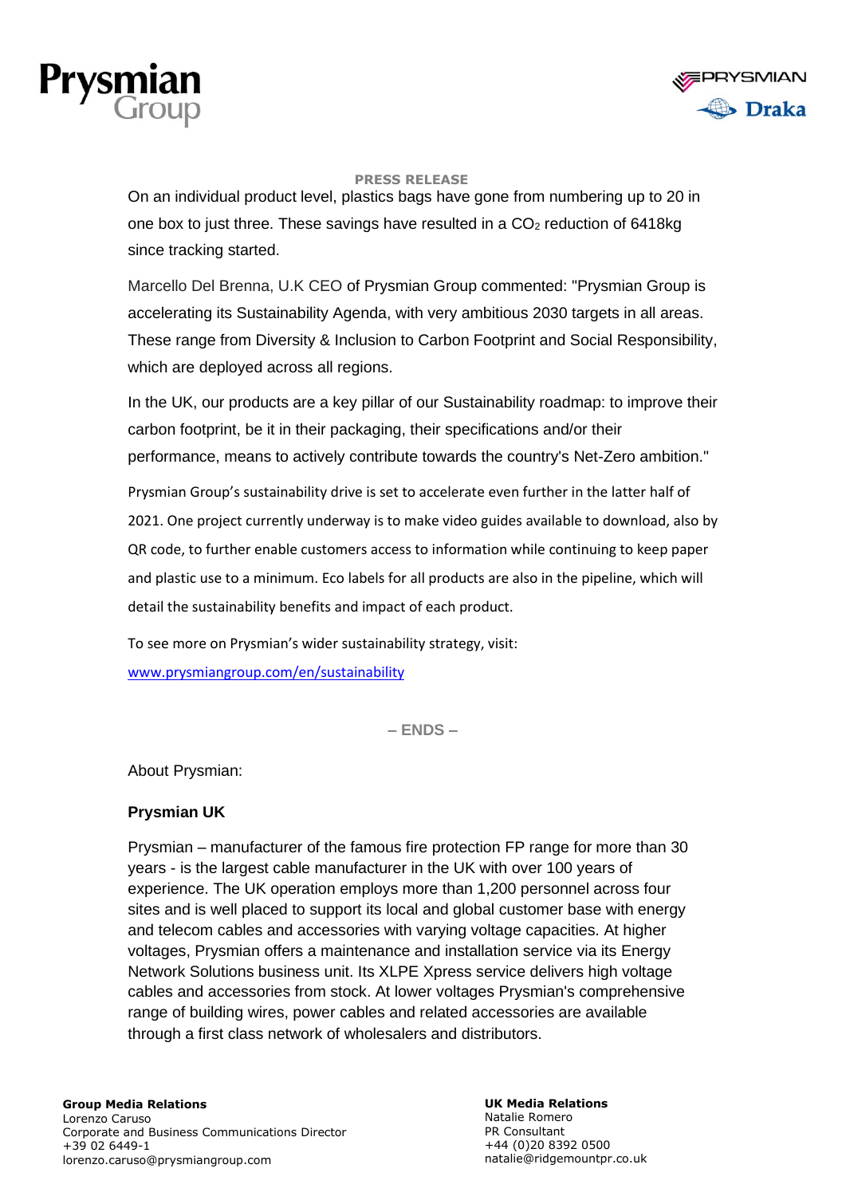PRESS RELEASE

On an individual product level, plastics bags have gone from numbering up to 20 in one box to just three. These savings have resulted in a $CO_2$ reduction of 6418kg since tracking started.

Marcello Del Brenna, U.K CEO of Prysmian Group commented: "Prysmian Group is accelerating its Sustainability Agenda, with very ambitious 2030 targets in all areas. These range from Diversity & Inclusion to Carbon Footprint and Social Responsibility, which are deployed across all regions.

In the UK, our products are a key pillar of our Sustainability roadmap: to improve their carbon footprint, be it in their packaging, their specifications and/or their performance, means to actively contribute towards the country's Net-Zero ambition."

Prysmian Group's sustainability drive is set to accelerate even further in the latter half of 2021. One project currently underway is to make video guides available to download, also by QR code, to further enable customers access to information while continuing to keep paper and plastic use to a minimum. Eco labels for all products are also in the pipeline, which will detail the sustainability benefits and impact of each product.

To see more on Prysmian's wider sustainability strategy, visit: [www.prysmiangroup.com/en/sustainability](www.prysmiangroup.com/en/sustainability)

**– ENDS –**

About Prysmian:

**Prysmian UK**

Prysmian – manufacturer of the famous fire protection FP range for more than 30 years - is the largest cable manufacturer in the UK with over 100 years of experience. The UK operation employs more than 1,200 personnel across four sites and is well placed to support its local and global customer base with energy and telecom cables and accessories with varying voltage capacities. At higher voltages, Prysmian offers a maintenance and installation service via its Energy Network Solutions business unit. Its XLPE Xpress service delivers high voltage cables and accessories from stock. At lower voltages Prysmian's comprehensive range of building wires, power cables and related accessories are available through a first class network of wholesalers and distributors.

**Group Media Relations**
Lorenzo Caruso
Corporate and Business Communications Director
+39 02 6449-1
lorenzo.caruso@prysmiangroup.com

**UK Media Relations**
Natalie Romero
PR Consultant
+44 (0)20 8392 0500
natalie@ridgemountpr.co.uk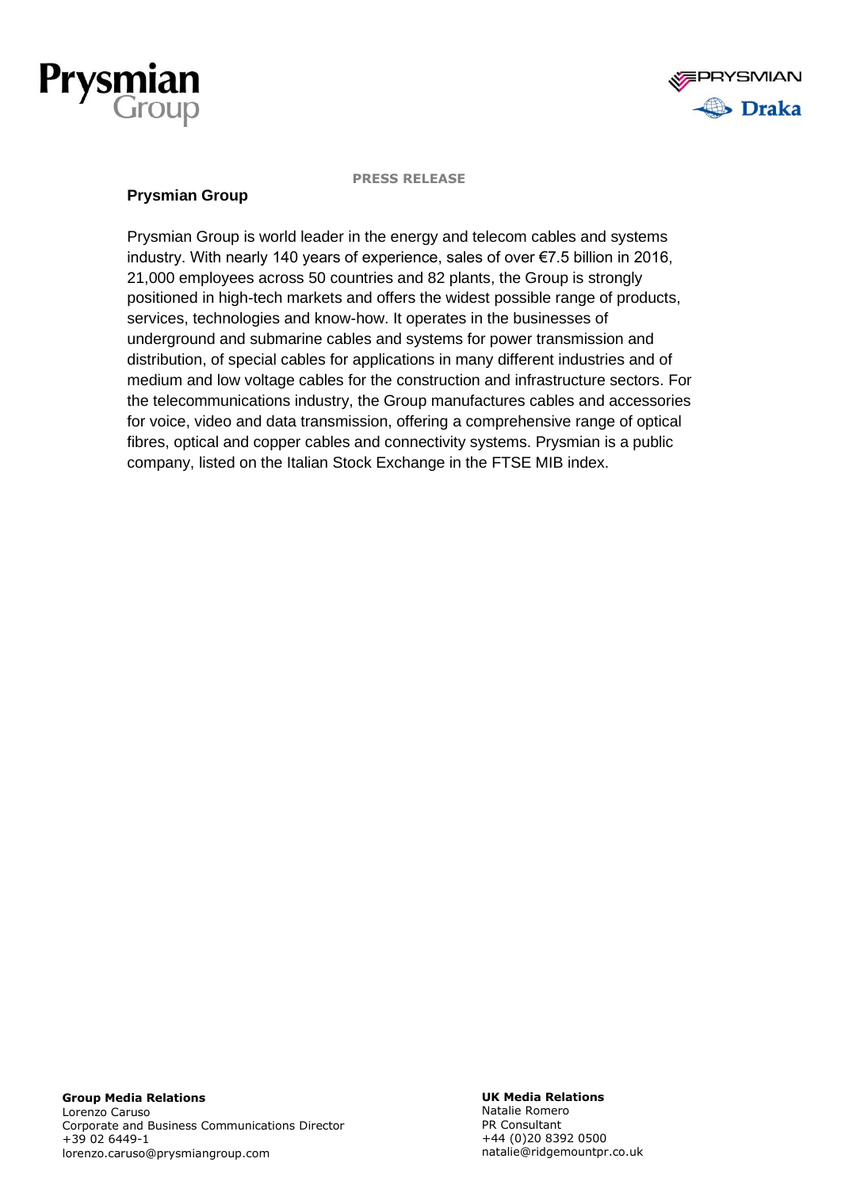**PRESS RELEASE**

## Prysmian Group

Prysmian Group is world leader in the energy and telecom cables and systems industry. With nearly 140 years of experience, sales of over €7.5 billion in 2016, 21,000 employees across 50 countries and 82 plants, the Group is strongly positioned in high-tech markets and offers the widest possible range of products, services, technologies and know-how. It operates in the businesses of underground and submarine cables and systems for power transmission and distribution, of special cables for applications in many different industries and of medium and low voltage cables for the construction and infrastructure sectors. For the telecommunications industry, the Group manufactures cables and accessories for voice, video and data transmission, offering a comprehensive range of optical fibres, optical and copper cables and connectivity systems. Prysmian is a public company, listed on the Italian Stock Exchange in the FTSE MIB index.

**Group Media Relations**
Lorenzo Caruso
Corporate and Business Communications Director
+39 02 6449-1
lorenzo.caruso@prysmiangroup.com

**UK Media Relations**
Natalie Romero
PR Consultant
+44 (0)20 8392 0500
natalie@ridgemountpr.co.uk